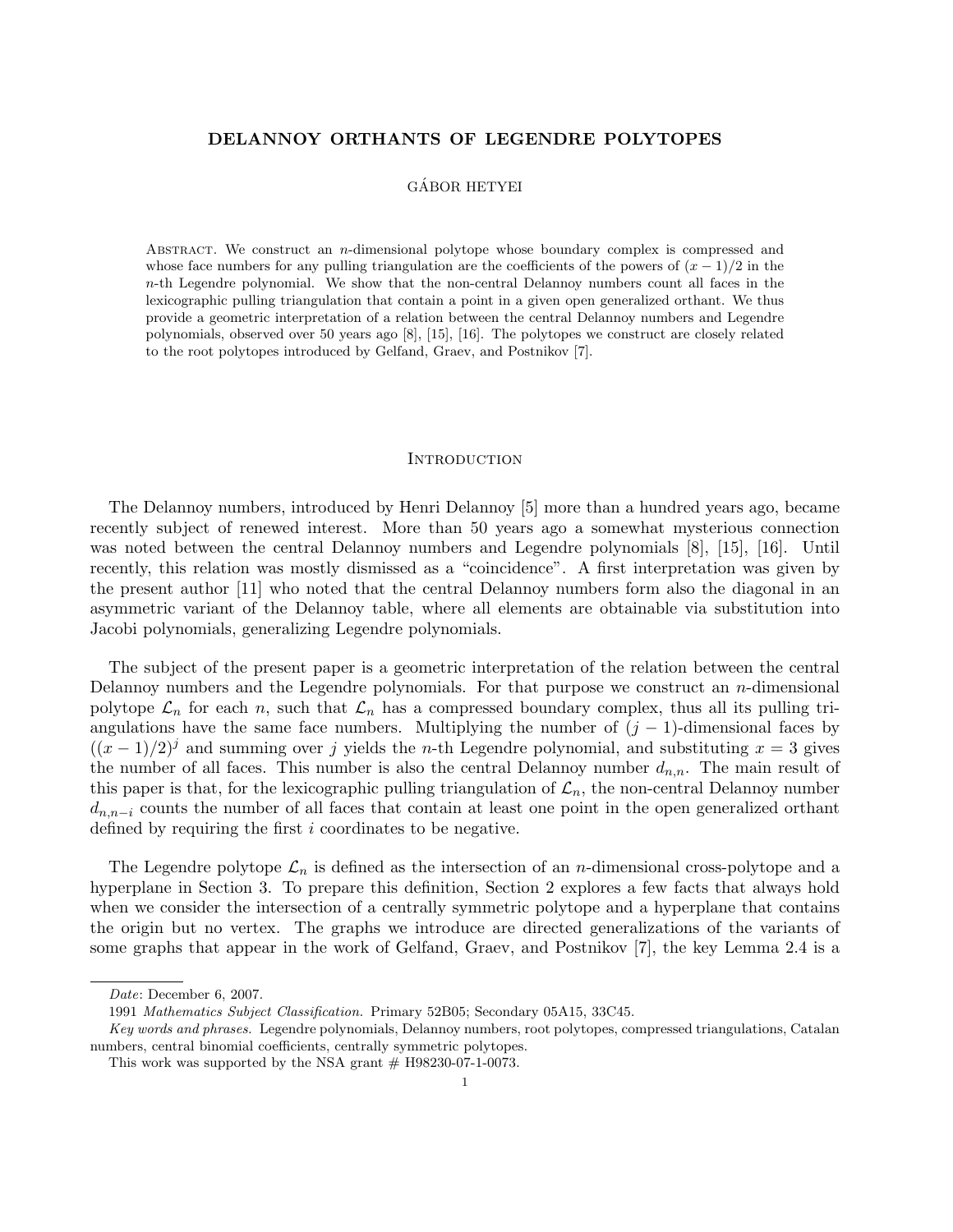# DELANNOY ORTHANTS OF LEGENDRE POLYTOPES

GÁBOR HETYEI

Abstract. We construct an $n$-dimensional polytope whose boundary complex is compressed and whose face numbers for any pulling triangulation are the coefficients of the powers of $(x-1)/2$ in the $n$-th Legendre polynomial. We show that the non-central Delannoy numbers count all faces in the lexicographic pulling triangulation that contain a point in a given open generalized orthant. We thus provide a geometric interpretation of a relation between the central Delannoy numbers and Legendre polynomials, observed over 50 years ago [8], [15], [16]. The polytopes we construct are closely related to the root polytopes introduced by Gelfand, Graev, and Postnikov [7].

## Introduction

The Delannoy numbers, introduced by Henri Delannoy [5] more than a hundred years ago, became recently subject of renewed interest. More than 50 years ago a somewhat mysterious connection was noted between the central Delannoy numbers and Legendre polynomials [8], [15], [16]. Until recently, this relation was mostly dismissed as a "coincidence". A first interpretation was given by the present author [11] who noted that the central Delannoy numbers form also the diagonal in an asymmetric variant of the Delannoy table, where all elements are obtainable via substitution into Jacobi polynomials, generalizing Legendre polynomials.

The subject of the present paper is a geometric interpretation of the relation between the central Delannoy numbers and the Legendre polynomials. For that purpose we construct an $n$-dimensional polytope $\mathcal{L}_n$ for each $n$, such that $\mathcal{L}_n$ has a compressed boundary complex, thus all its pulling triangulations have the same face numbers. Multiplying the number of $(j-1)$-dimensional faces by $((x-1)/2)^j$ and summing over $j$ yields the $n$-th Legendre polynomial, and substituting $x = 3$ gives the number of all faces. This number is also the central Delannoy number $d_{n,n}$. The main result of this paper is that, for the lexicographic pulling triangulation of $\mathcal{L}_n$, the non-central Delannoy number $d_{n,n-i}$ counts the number of all faces that contain at least one point in the open generalized orthant defined by requiring the first $i$ coordinates to be negative.

The Legendre polytope $\mathcal{L}_n$ is defined as the intersection of an $n$-dimensional cross-polytope and a hyperplane in Section 3. To prepare this definition, Section 2 explores a few facts that always hold when we consider the intersection of a centrally symmetric polytope and a hyperplane that contains the origin but no vertex. The graphs we introduce are directed generalizations of the variants of some graphs that appear in the work of Gelfand, Graev, and Postnikov [7], the key Lemma 2.4 is a

---

*Date*: December 6, 2007.

1991 *Mathematics Subject Classification.* Primary 52B05; Secondary 05A15, 33C45.

*Key words and phrases.* Legendre polynomials, Delannoy numbers, root polytopes, compressed triangulations, Catalan numbers, central binomial coefficients, centrally symmetric polytopes.

This work was supported by the NSA grant # H98230-07-1-0073.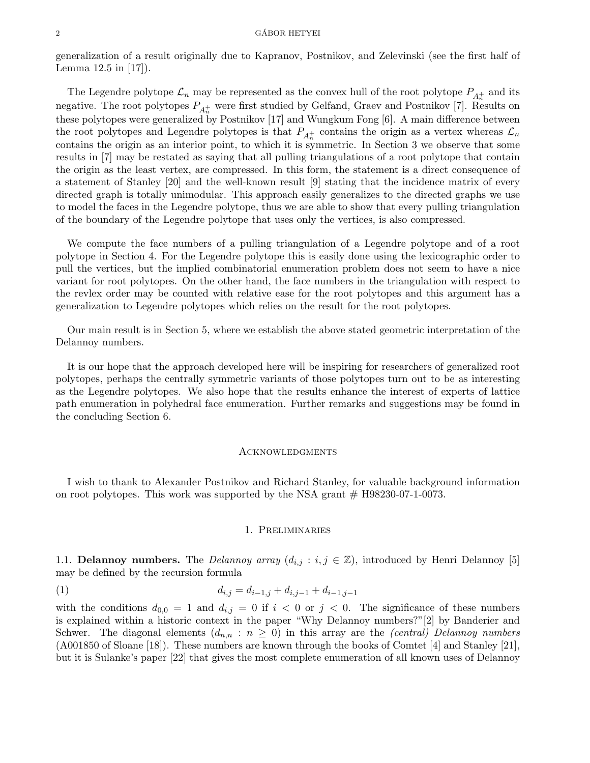generalization of a result originally due to Kapranov, Postnikov, and Zelevinski (see the first half of Lemma 12.5 in [17]).

The Legendre polytope $\mathcal{L}_n$ may be represented as the convex hull of the root polytope $P_{A_n^+}$ and its negative. The root polytopes $P_{A_n^+}$ were first studied by Gelfand, Graev and Postnikov [7]. Results on these polytopes were generalized by Postnikov [17] and Wungkum Fong [6]. A main difference between the root polytopes and Legendre polytopes is that $P_{A_n^+}$ contains the origin as a vertex whereas $\mathcal{L}_n$ contains the origin as an interior point, to which it is symmetric. In Section 3 we observe that some results in [7] may be restated as saying that all pulling triangulations of a root polytope that contain the origin as the least vertex, are compressed. In this form, the statement is a direct consequence of a statement of Stanley [20] and the well-known result [9] stating that the incidence matrix of every directed graph is totally unimodular. This approach easily generalizes to the directed graphs we use to model the faces in the Legendre polytope, thus we are able to show that every pulling triangulation of the boundary of the Legendre polytope that uses only the vertices, is also compressed.

We compute the face numbers of a pulling triangulation of a Legendre polytope and of a root polytope in Section 4. For the Legendre polytope this is easily done using the lexicographic order to pull the vertices, but the implied combinatorial enumeration problem does not seem to have a nice variant for root polytopes. On the other hand, the face numbers in the triangulation with respect to the revlex order may be counted with relative ease for the root polytopes and this argument has a generalization to Legendre polytopes which relies on the result for the root polytopes.

Our main result is in Section 5, where we establish the above stated geometric interpretation of the Delannoy numbers.

It is our hope that the approach developed here will be inspiring for researchers of generalized root polytopes, perhaps the centrally symmetric variants of those polytopes turn out to be as interesting as the Legendre polytopes. We also hope that the results enhance the interest of experts of lattice path enumeration in polyhedral face enumeration. Further remarks and suggestions may be found in the concluding Section 6.

## Acknowledgments

I wish to thank to Alexander Postnikov and Richard Stanley, for valuable background information on root polytopes. This work was supported by the NSA grant # H98230-07-1-0073.

## 1. Preliminaries

**1.1. Delannoy numbers.** The *Delannoy array* $(d_{i,j} : i, j \in \mathbb{Z})$, introduced by Henri Delannoy [5] may be defined by the recursion formula

$$d_{i,j} = d_{i-1,j} + d_{i,j-1} + d_{i-1,j-1} \tag{1}$$

with the conditions $d_{0,0} = 1$ and $d_{i,j} = 0$ if $i < 0$ or $j < 0$. The significance of these numbers is explained within a historic context in the paper "Why Delannoy numbers?"[2] by Banderier and Schwer. The diagonal elements $(d_{n,n} : n \geq 0)$ in this array are the *(central) Delannoy numbers* (A001850 of Sloane [18]). These numbers are known through the books of Comtet [4] and Stanley [21], but it is Sulanke's paper [22] that gives the most complete enumeration of all known uses of Delannoy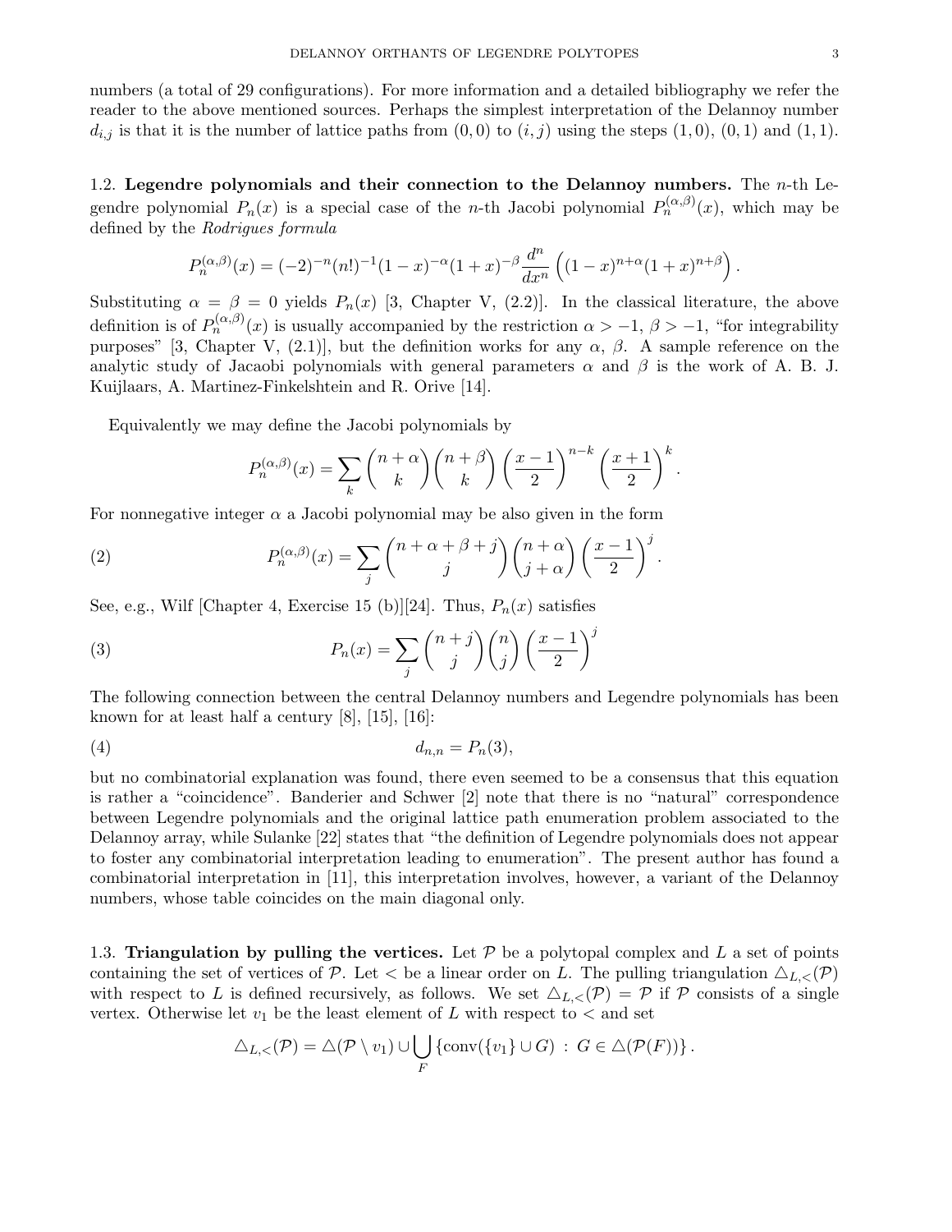numbers (a total of 29 configurations). For more information and a detailed bibliography we refer the reader to the above mentioned sources. Perhaps the simplest interpretation of the Delannoy number $d_{i,j}$ is that it is the number of lattice paths from $(0,0)$ to $(i,j)$ using the steps $(1,0)$, $(0,1)$ and $(1,1)$.

### 1.2. Legendre polynomials and their connection to the Delannoy numbers.

The $n$-th Legendre polynomial $P_n(x)$ is a special case of the $n$-th Jacobi polynomial $P_n^{(\alpha,\beta)}(x)$, which may be defined by the *Rodrigues formula*

$$P_n^{(\alpha,\beta)}(x) = (-2)^{-n}(n!)^{-1}(1-x)^{-\alpha}(1+x)^{-\beta}\frac{d^n}{dx^n}\left((1-x)^{n+\alpha}(1+x)^{n+\beta}\right).$$

Substituting $\alpha = \beta = 0$ yields $P_n(x)$ [3, Chapter V, (2.2)]. In the classical literature, the above definition is of $P_n^{(\alpha,\beta)}(x)$ is usually accompanied by the restriction $\alpha > -1$, $\beta > -1$, "for integrability purposes" [3, Chapter V, (2.1)], but the definition works for any $\alpha$, $\beta$. A sample reference on the analytic study of Jacaobi polynomials with general parameters $\alpha$ and $\beta$ is the work of A. B. J. Kuijlaars, A. Martinez-Finkelshtein and R. Orive [14].

Equivalently we may define the Jacobi polynomials by

$$P_n^{(\alpha,\beta)}(x) = \sum_k \binom{n+\alpha}{k}\binom{n+\beta}{k}\left(\frac{x-1}{2}\right)^{n-k}\left(\frac{x+1}{2}\right)^k.$$

For nonnegative integer $\alpha$ a Jacobi polynomial may be also given in the form

$$P_n^{(\alpha,\beta)}(x) = \sum_j \binom{n+\alpha+\beta+j}{j}\binom{n+\alpha}{j+\alpha}\left(\frac{x-1}{2}\right)^j. \tag{2}$$

See, e.g., Wilf [Chapter 4, Exercise 15 (b)][24]. Thus, $P_n(x)$ satisfies

$$P_n(x) = \sum_j \binom{n+j}{j}\binom{n}{j}\left(\frac{x-1}{2}\right)^j \tag{3}$$

The following connection between the central Delannoy numbers and Legendre polynomials has been known for at least half a century [8], [15], [16]:

$$d_{n,n} = P_n(3), \tag{4}$$

but no combinatorial explanation was found, there even seemed to be a consensus that this equation is rather a "coincidence". Banderier and Schwer [2] note that there is no "natural" correspondence between Legendre polynomials and the original lattice path enumeration problem associated to the Delannoy array, while Sulanke [22] states that "the definition of Legendre polynomials does not appear to foster any combinatorial interpretation leading to enumeration". The present author has found a combinatorial interpretation in [11], this interpretation involves, however, a variant of the Delannoy numbers, whose table coincides on the main diagonal only.

### 1.3. Triangulation by pulling the vertices.

Let $\mathcal{P}$ be a polytopal complex and $L$ a set of points containing the set of vertices of $\mathcal{P}$. Let $<$ be a linear order on $L$. The pulling triangulation $\triangle_{L,<}(\mathcal{P})$ with respect to $L$ is defined recursively, as follows. We set $\triangle_{L,<}(\mathcal{P}) = \mathcal{P}$ if $\mathcal{P}$ consists of a single vertex. Otherwise let $v_1$ be the least element of $L$ with respect to $<$ and set

$$\triangle_{L,<}(\mathcal{P}) = \triangle(\mathcal{P} \setminus v_1) \cup \bigcup_F \{\operatorname{conv}(\{v_1\} \cup G) \,:\, G \in \triangle(\mathcal{P}(F))\}.$$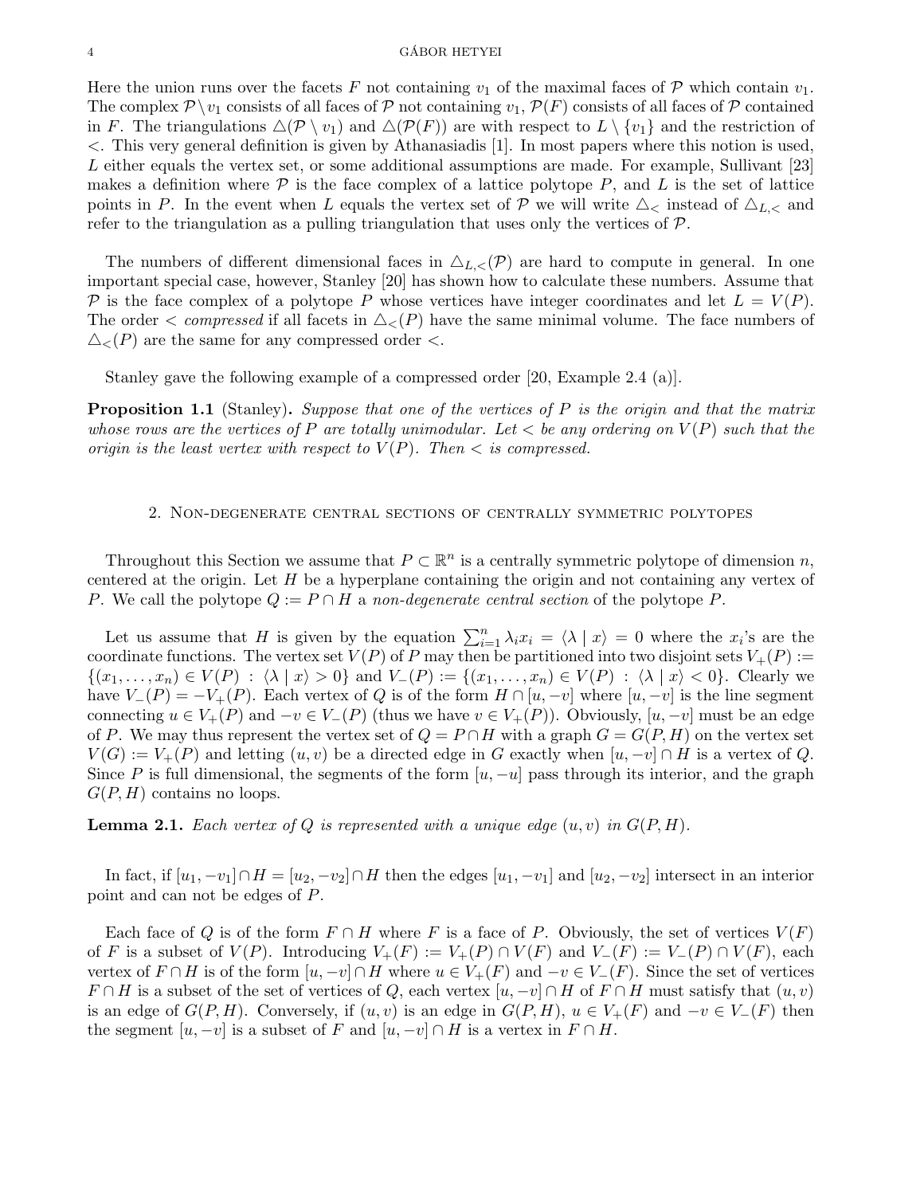Here the union runs over the facets $F$ not containing $v_1$ of the maximal faces of $\mathcal{P}$ which contain $v_1$. The complex $\mathcal{P} \setminus v_1$ consists of all faces of $\mathcal{P}$ not containing $v_1$, $\mathcal{P}(F)$ consists of all faces of $\mathcal{P}$ contained in $F$. The triangulations $\triangle(\mathcal{P} \setminus v_1)$ and $\triangle(\mathcal{P}(F))$ are with respect to $L \setminus \{v_1\}$ and the restriction of $<$. This very general definition is given by Athanasiadis [1]. In most papers where this notion is used, $L$ either equals the vertex set, or some additional assumptions are made. For example, Sullivant [23] makes a definition where $\mathcal{P}$ is the face complex of a lattice polytope $P$, and $L$ is the set of lattice points in $P$. In the event when $L$ equals the vertex set of $\mathcal{P}$ we will write $\triangle_<$ instead of $\triangle_{L,<}$ and refer to the triangulation as a pulling triangulation that uses only the vertices of $\mathcal{P}$.

The numbers of different dimensional faces in $\triangle_{L,<}(\mathcal{P})$ are hard to compute in general. In one important special case, however, Stanley [20] has shown how to calculate these numbers. Assume that $\mathcal{P}$ is the face complex of a polytope $P$ whose vertices have integer coordinates and let $L = V(P)$. The order $<$ *compressed* if all facets in $\triangle_<(P)$ have the same minimal volume. The face numbers of $\triangle_<(P)$ are the same for any compressed order $<$.

Stanley gave the following example of a compressed order [20, Example 2.4 (a)].

**Proposition 1.1** (Stanley). *Suppose that one of the vertices of $P$ is the origin and that the matrix whose rows are the vertices of $P$ are totally unimodular. Let $<$ be any ordering on $V(P)$ such that the origin is the least vertex with respect to $V(P)$. Then $<$ is compressed.*

## 2. Non-degenerate central sections of centrally symmetric polytopes

Throughout this Section we assume that $P \subset \mathbb{R}^n$ is a centrally symmetric polytope of dimension $n$, centered at the origin. Let $H$ be a hyperplane containing the origin and not containing any vertex of $P$. We call the polytope $Q := P \cap H$ a *non-degenerate central section* of the polytope $P$.

Let us assume that $H$ is given by the equation $\sum_{i=1}^n \lambda_i x_i = \langle \lambda \mid x \rangle = 0$ where the $x_i$'s are the coordinate functions. The vertex set $V(P)$ of $P$ may then be partitioned into two disjoint sets $V_+(P) := \{(x_1, \ldots, x_n) \in V(P) \ : \ \langle \lambda \mid x \rangle > 0\}$ and $V_-(P) := \{(x_1, \ldots, x_n) \in V(P) \ : \ \langle \lambda \mid x \rangle < 0\}$. Clearly we have $V_-(P) = -V_+(P)$. Each vertex of $Q$ is of the form $H \cap [u, -v]$ where $[u, -v]$ is the line segment connecting $u \in V_+(P)$ and $-v \in V_-(P)$ (thus we have $v \in V_+(P)$). Obviously, $[u, -v]$ must be an edge of $P$. We may thus represent the vertex set of $Q = P \cap H$ with a graph $G = G(P, H)$ on the vertex set $V(G) := V_+(P)$ and letting $(u, v)$ be a directed edge in $G$ exactly when $[u, -v] \cap H$ is a vertex of $Q$. Since $P$ is full dimensional, the segments of the form $[u, -u]$ pass through its interior, and the graph $G(P, H)$ contains no loops.

**Lemma 2.1.** *Each vertex of $Q$ is represented with a unique edge $(u, v)$ in $G(P, H)$.*

In fact, if $[u_1, -v_1] \cap H = [u_2, -v_2] \cap H$ then the edges $[u_1, -v_1]$ and $[u_2, -v_2]$ intersect in an interior point and can not be edges of $P$.

Each face of $Q$ is of the form $F \cap H$ where $F$ is a face of $P$. Obviously, the set of vertices $V(F)$ of $F$ is a subset of $V(P)$. Introducing $V_+(F) := V_+(P) \cap V(F)$ and $V_-(F) := V_-(P) \cap V(F)$, each vertex of $F \cap H$ is of the form $[u, -v] \cap H$ where $u \in V_+(F)$ and $-v \in V_-(F)$. Since the set of vertices $F \cap H$ is a subset of the set of vertices of $Q$, each vertex $[u, -v] \cap H$ of $F \cap H$ must satisfy that $(u, v)$ is an edge of $G(P, H)$. Conversely, if $(u, v)$ is an edge in $G(P, H)$, $u \in V_+(F)$ and $-v \in V_-(F)$ then the segment $[u, -v]$ is a subset of $F$ and $[u, -v] \cap H$ is a vertex in $F \cap H$.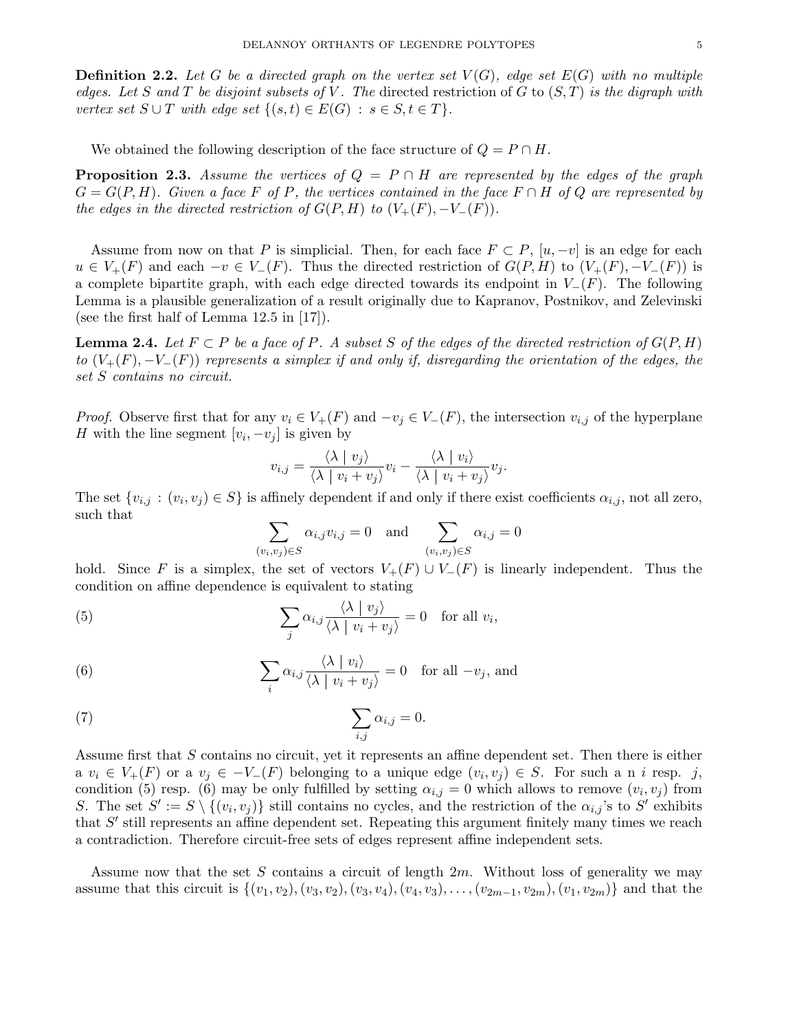**Definition 2.2.** *Let $G$ be a directed graph on the vertex set $V(G)$, edge set $E(G)$ with no multiple edges. Let $S$ and $T$ be disjoint subsets of $V$. The* directed restriction of $G$ to $(S,T)$ *is the digraph with vertex set $S \cup T$ with edge set $\{(s,t) \in E(G) : s \in S, t \in T\}$.*

We obtained the following description of the face structure of $Q = P \cap H$.

**Proposition 2.3.** *Assume the vertices of $Q = P \cap H$ are represented by the edges of the graph $G = G(P,H)$. Given a face $F$ of $P$, the vertices contained in the face $F \cap H$ of $Q$ are represented by the edges in the directed restriction of $G(P,H)$ to $(V_+(F), -V_-(F))$.*

Assume from now on that $P$ is simplicial. Then, for each face $F \subset P$, $[u, -v]$ is an edge for each $u \in V_+(F)$ and each $-v \in V_-(F)$. Thus the directed restriction of $G(P,H)$ to $(V_+(F), -V_-(F))$ is a complete bipartite graph, with each edge directed towards its endpoint in $V_-(F)$. The following Lemma is a plausible generalization of a result originally due to Kapranov, Postnikov, and Zelevinski (see the first half of Lemma 12.5 in [17]).

**Lemma 2.4.** *Let $F \subset P$ be a face of $P$. A subset $S$ of the edges of the directed restriction of $G(P,H)$ to $(V_+(F), -V_-(F))$ represents a simplex if and only if, disregarding the orientation of the edges, the set $S$ contains no circuit.*

*Proof.* Observe first that for any $v_i \in V_+(F)$ and $-v_j \in V_-(F)$, the intersection $v_{i,j}$ of the hyperplane $H$ with the line segment $[v_i, -v_j]$ is given by

$$v_{i,j} = \frac{\langle \lambda \mid v_j \rangle}{\langle \lambda \mid v_i + v_j \rangle} v_i - \frac{\langle \lambda \mid v_i \rangle}{\langle \lambda \mid v_i + v_j \rangle} v_j.$$

The set $\{v_{i,j} : (v_i, v_j) \in S\}$ is affinely dependent if and only if there exist coefficients $\alpha_{i,j}$, not all zero, such that

$$\sum_{(v_i,v_j) \in S} \alpha_{i,j} v_{i,j} = 0 \quad \text{and} \quad \sum_{(v_i,v_j) \in S} \alpha_{i,j} = 0$$

hold. Since $F$ is a simplex, the set of vectors $V_+(F) \cup V_-(F)$ is linearly independent. Thus the condition on affine dependence is equivalent to stating

$$\sum_j \alpha_{i,j} \frac{\langle \lambda \mid v_j \rangle}{\langle \lambda \mid v_i + v_j \rangle} = 0 \quad \text{for all } v_i, \tag{5}$$

$$\sum_i \alpha_{i,j} \frac{\langle \lambda \mid v_i \rangle}{\langle \lambda \mid v_i + v_j \rangle} = 0 \quad \text{for all } -v_j, \text{ and} \tag{6}$$

$$\sum_{i,j} \alpha_{i,j} = 0. \tag{7}$$

Assume first that $S$ contains no circuit, yet it represents an affine dependent set. Then there is either a $v_i \in V_+(F)$ or a $v_j \in -V_-(F)$ belonging to a unique edge $(v_i, v_j) \in S$. For such a n $i$ resp. $j$, condition (5) resp. (6) may be only fulfilled by setting $\alpha_{i,j} = 0$ which allows to remove $(v_i, v_j)$ from $S$. The set $S' := S \setminus \{(v_i, v_j)\}$ still contains no cycles, and the restriction of the $\alpha_{i,j}$'s to $S'$ exhibits that $S'$ still represents an affine dependent set. Repeating this argument finitely many times we reach a contradiction. Therefore circuit-free sets of edges represent affine independent sets.

Assume now that the set $S$ contains a circuit of length $2m$. Without loss of generality we may assume that this circuit is $\{(v_1, v_2), (v_3, v_2), (v_3, v_4), (v_4, v_3), \ldots, (v_{2m-1}, v_{2m}), (v_1, v_{2m})\}$ and that the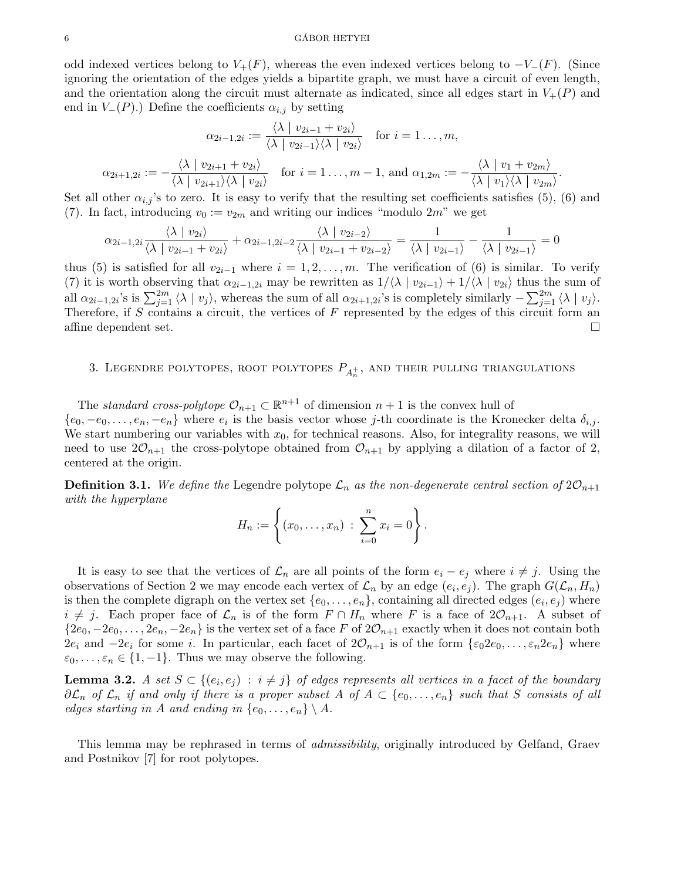odd indexed vertices belong to $V_+(F)$, whereas the even indexed vertices belong to $-V_-(F)$. (Since ignoring the orientation of the edges yields a bipartite graph, we must have a circuit of even length, and the orientation along the circuit must alternate as indicated, since all edges start in $V_+(P)$ and end in $V_-(P)$.) Define the coefficients $\alpha_{i,j}$ by setting

$$\alpha_{2i-1,2i} := \frac{\langle \lambda \mid v_{2i-1} + v_{2i}\rangle}{\langle \lambda \mid v_{2i-1}\rangle \langle \lambda \mid v_{2i}\rangle} \quad \text{for } i = 1 \ldots, m,$$

$$\alpha_{2i+1,2i} := -\frac{\langle \lambda \mid v_{2i+1} + v_{2i}\rangle}{\langle \lambda \mid v_{2i+1}\rangle \langle \lambda \mid v_{2i}\rangle} \quad \text{for } i = 1 \ldots, m-1, \text{ and } \alpha_{1,2m} := -\frac{\langle \lambda \mid v_1 + v_{2m}\rangle}{\langle \lambda \mid v_1\rangle \langle \lambda \mid v_{2m}\rangle}.$$

Set all other $\alpha_{i,j}$'s to zero. It is easy to verify that the resulting set coefficients satisfies (5), (6) and (7). In fact, introducing $v_0 := v_{2m}$ and writing our indices "modulo $2m$" we get

$$\alpha_{2i-1,2i} \frac{\langle \lambda \mid v_{2i}\rangle}{\langle \lambda \mid v_{2i-1} + v_{2i}\rangle} + \alpha_{2i-1,2i-2} \frac{\langle \lambda \mid v_{2i-2}\rangle}{\langle \lambda \mid v_{2i-1} + v_{2i-2}\rangle} = \frac{1}{\langle \lambda \mid v_{2i-1}\rangle} - \frac{1}{\langle \lambda \mid v_{2i-1}\rangle} = 0$$

thus (5) is satisfied for all $v_{2i-1}$ where $i = 1, 2, \ldots, m$. The verification of (6) is similar. To verify (7) it is worth observing that $\alpha_{2i-1,2i}$ may be rewritten as $1/\langle \lambda \mid v_{2i-1}\rangle + 1/\langle \lambda \mid v_{2i}\rangle$ thus the sum of all $\alpha_{2i-1,2i}$'s is $\sum_{j=1}^{2m} \langle \lambda \mid v_j\rangle$, whereas the sum of all $\alpha_{2i+1,2i}$'s is completely similarly $-\sum_{j=1}^{2m} \langle \lambda \mid v_j\rangle$. Therefore, if $S$ contains a circuit, the vertices of $F$ represented by the edges of this circuit form an affine dependent set. $\square$

## 3. Legendre polytopes, root polytopes $P_{A_n^+}$, and their pulling triangulations

The *standard cross-polytope* $\mathcal{O}_{n+1} \subset \mathbb{R}^{n+1}$ of dimension $n+1$ is the convex hull of $\{e_0, -e_0, \ldots, e_n, -e_n\}$ where $e_i$ is the basis vector whose $j$-th coordinate is the Kronecker delta $\delta_{i,j}$. We start numbering our variables with $x_0$, for technical reasons. Also, for integrality reasons, we will need to use $2\mathcal{O}_{n+1}$ the cross-polytope obtained from $\mathcal{O}_{n+1}$ by applying a dilation of a factor of 2, centered at the origin.

**Definition 3.1.** *We define the* Legendre polytope $\mathcal{L}_n$ *as the non-degenerate central section of* $2\mathcal{O}_{n+1}$ *with the hyperplane*

$$H_n := \left\{ (x_0, \ldots, x_n) \ : \ \sum_{i=0}^{n} x_i = 0 \right\}.$$

It is easy to see that the vertices of $\mathcal{L}_n$ are all points of the form $e_i - e_j$ where $i \neq j$. Using the observations of Section 2 we may encode each vertex of $\mathcal{L}_n$ by an edge $(e_i, e_j)$. The graph $G(\mathcal{L}_n, H_n)$ is then the complete digraph on the vertex set $\{e_0, \ldots, e_n\}$, containing all directed edges $(e_i, e_j)$ where $i \neq j$. Each proper face of $\mathcal{L}_n$ is of the form $F \cap H_n$ where $F$ is a face of $2\mathcal{O}_{n+1}$. A subset of $\{2e_0, -2e_0, \ldots, 2e_n, -2e_n\}$ is the vertex set of a face $F$ of $2\mathcal{O}_{n+1}$ exactly when it does not contain both $2e_i$ and $-2e_i$ for some $i$. In particular, each facet of $2\mathcal{O}_{n+1}$ is of the form $\{\varepsilon_0 2e_0, \ldots, \varepsilon_n 2e_n\}$ where $\varepsilon_0, \ldots, \varepsilon_n \in \{1, -1\}$. Thus we may observe the following.

**Lemma 3.2.** *A set* $S \subset \{(e_i, e_j) \ : \ i \neq j\}$ *of edges represents all vertices in a facet of the boundary* $\partial \mathcal{L}_n$ *of* $\mathcal{L}_n$ *if and only if there is a proper subset* $A$ *of* $A \subset \{e_0, \ldots, e_n\}$ *such that* $S$ *consists of all edges starting in* $A$ *and ending in* $\{e_0, \ldots, e_n\} \setminus A$.

This lemma may be rephrased in terms of *admissibility*, originally introduced by Gelfand, Graev and Postnikov [7] for root polytopes.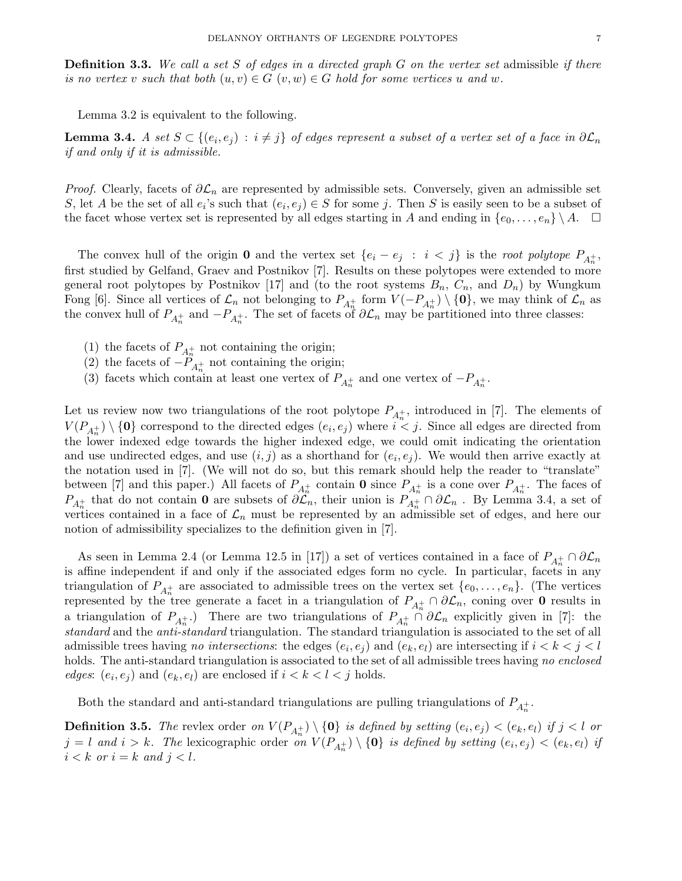**Definition 3.3.** *We call a set $S$ of edges in a directed graph $G$ on the vertex set* admissible *if there is no vertex $v$ such that both $(u, v) \in G$ $(v, w) \in G$ hold for some vertices $u$ and $w$.*

Lemma 3.2 is equivalent to the following.

**Lemma 3.4.** *A set $S \subset \{(e_i, e_j) \ : \ i \neq j\}$ of edges represent a subset of a vertex set of a face in $\partial\mathcal{L}_n$ if and only if it is admissible.*

*Proof.* Clearly, facets of $\partial\mathcal{L}_n$ are represented by admissible sets. Conversely, given an admissible set $S$, let $A$ be the set of all $e_i$'s such that $(e_i, e_j) \in S$ for some $j$. Then $S$ is easily seen to be a subset of the facet whose vertex set is represented by all edges starting in $A$ and ending in $\{e_0, \ldots, e_n\} \setminus A$. $\square$

The convex hull of the origin $\mathbf{0}$ and the vertex set $\{e_i - e_j \ : \ i < j\}$ is the *root polytope* $P_{A_n^+}$, first studied by Gelfand, Graev and Postnikov [7]. Results on these polytopes were extended to more general root polytopes by Postnikov [17] and (to the root systems $B_n$, $C_n$, and $D_n$) by Wungkum Fong [6]. Since all vertices of $\mathcal{L}_n$ not belonging to $P_{A_n^+}$ form $V(-P_{A_n^+}) \setminus \{\mathbf{0}\}$, we may think of $\mathcal{L}_n$ as the convex hull of $P_{A_n^+}$ and $-P_{A_n^+}$. The set of facets of $\partial\mathcal{L}_n$ may be partitioned into three classes:

(1) the facets of $P_{A_n^+}$ not containing the origin;
(2) the facets of $-P_{A_n^+}$ not containing the origin;
(3) facets which contain at least one vertex of $P_{A_n^+}$ and one vertex of $-P_{A_n^+}$.

Let us review now two triangulations of the root polytope $P_{A_n^+}$, introduced in [7]. The elements of $V(P_{A_n^+}) \setminus \{\mathbf{0}\}$ correspond to the directed edges $(e_i, e_j)$ where $i < j$. Since all edges are directed from the lower indexed edge towards the higher indexed edge, we could omit indicating the orientation and use undirected edges, and use $(i, j)$ as a shorthand for $(e_i, e_j)$. We would then arrive exactly at the notation used in [7]. (We will not do so, but this remark should help the reader to "translate" between [7] and this paper.) All facets of $P_{A_n^+}$ contain $\mathbf{0}$ since $P_{A_n^+}$ is a cone over $P_{A_n^+}$. The faces of $P_{A_n^+}$ that do not contain $\mathbf{0}$ are subsets of $\partial\mathcal{L}_n$, their union is $P_{A_n^+} \cap \partial\mathcal{L}_n$ . By Lemma 3.4, a set of vertices contained in a face of $\mathcal{L}_n$ must be represented by an admissible set of edges, and here our notion of admissibility specializes to the definition given in [7].

As seen in Lemma 2.4 (or Lemma 12.5 in [17]) a set of vertices contained in a face of $P_{A_n^+} \cap \partial\mathcal{L}_n$ is affine independent if and only if the associated edges form no cycle. In particular, facets in any triangulation of $P_{A_n^+}$ are associated to admissible trees on the vertex set $\{e_0, \ldots, e_n\}$. (The vertices represented by the tree generate a facet in a triangulation of $P_{A_n^+} \cap \partial\mathcal{L}_n$, coning over $\mathbf{0}$ results in a triangulation of $P_{A_n^+}$.) There are two triangulations of $P_{A_n^+} \cap \partial\mathcal{L}_n$ explicitly given in [7]: the *standard* and the *anti-standard* triangulation. The standard triangulation is associated to the set of all admissible trees having *no intersections*: the edges $(e_i, e_j)$ and $(e_k, e_l)$ are intersecting if $i < k < j < l$ holds. The anti-standard triangulation is associated to the set of all admissible trees having *no enclosed edges*: $(e_i, e_j)$ and $(e_k, e_l)$ are enclosed if $i < k < l < j$ holds.

Both the standard and anti-standard triangulations are pulling triangulations of $P_{A_n^+}$.

**Definition 3.5.** *The* revlex order *on $V(P_{A_n^+}) \setminus \{\mathbf{0}\}$ is defined by setting $(e_i, e_j) < (e_k, e_l)$ if $j < l$ or $j = l$ and $i > k$. The* lexicographic order *on $V(P_{A_n^+}) \setminus \{\mathbf{0}\}$ is defined by setting $(e_i, e_j) < (e_k, e_l)$ if $i < k$ or $i = k$ and $j < l$.*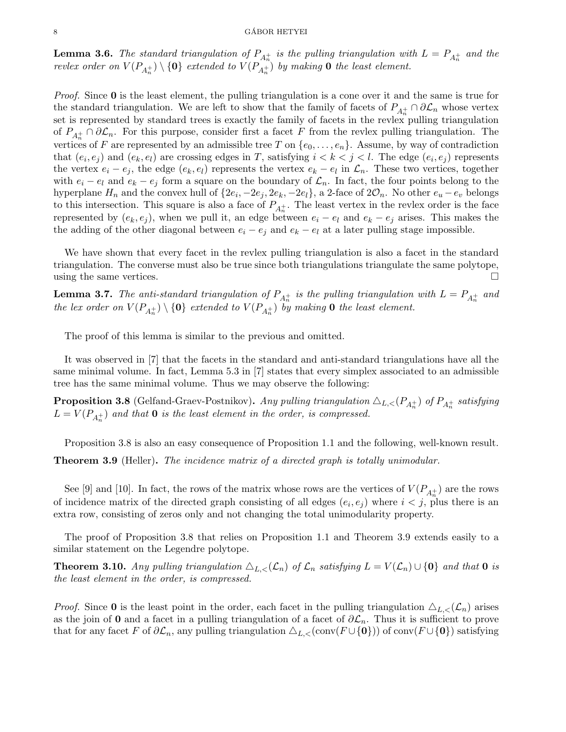**Lemma 3.6.** *The standard triangulation of $P_{A_n^+}$ is the pulling triangulation with $L = P_{A_n^+}$ and the revlex order on $V(P_{A_n^+}) \setminus \{\mathbf{0}\}$ extended to $V(P_{A_n^+})$ by making $\mathbf{0}$ the least element.*

*Proof.* Since $\mathbf{0}$ is the least element, the pulling triangulation is a cone over it and the same is true for the standard triangulation. We are left to show that the family of facets of $P_{A_n^+} \cap \partial\mathcal{L}_n$ whose vertex set is represented by standard trees is exactly the family of facets in the revlex pulling triangulation of $P_{A_n^+} \cap \partial\mathcal{L}_n$. For this purpose, consider first a facet $F$ from the revlex pulling triangulation. The vertices of $F$ are represented by an admissible tree $T$ on $\{e_0, \ldots, e_n\}$. Assume, by way of contradiction that $(e_i, e_j)$ and $(e_k, e_l)$ are crossing edges in $T$, satisfying $i < k < j < l$. The edge $(e_i, e_j)$ represents the vertex $e_i - e_j$, the edge $(e_k, e_l)$ represents the vertex $e_k - e_l$ in $\mathcal{L}_n$. These two vertices, together with $e_i - e_l$ and $e_k - e_j$ form a square on the boundary of $\mathcal{L}_n$. In fact, the four points belong to the hyperplane $H_n$ and the convex hull of $\{2e_i, -2e_j, 2e_k, -2e_l\}$, a 2-face of $2\mathcal{O}_n$. No other $e_u - e_v$ belongs to this intersection. This square is also a face of $P_{A_n^+}$. The least vertex in the revlex order is the face represented by $(e_k, e_j)$, when we pull it, an edge between $e_i - e_l$ and $e_k - e_j$ arises. This makes the the adding of the other diagonal between $e_i - e_j$ and $e_k - e_l$ at a later pulling stage impossible.

We have shown that every facet in the revlex pulling triangulation is also a facet in the standard triangulation. The converse must also be true since both triangulations triangulate the same polytope, using the same vertices. □

**Lemma 3.7.** *The anti-standard triangulation of $P_{A_n^+}$ is the pulling triangulation with $L = P_{A_n^+}$ and the lex order on $V(P_{A_n^+}) \setminus \{\mathbf{0}\}$ extended to $V(P_{A_n^+})$ by making $\mathbf{0}$ the least element.*

The proof of this lemma is similar to the previous and omitted.

It was observed in [7] that the facets in the standard and anti-standard triangulations have all the same minimal volume. In fact, Lemma 5.3 in [7] states that every simplex associated to an admissible tree has the same minimal volume. Thus we may observe the following:

**Proposition 3.8** (Gelfand-Graev-Postnikov)**.** *Any pulling triangulation $\triangle_{L,<}(P_{A_n^+})$ of $P_{A_n^+}$ satisfying $L = V(P_{A_n^+})$ and that $\mathbf{0}$ is the least element in the order, is compressed.*

Proposition 3.8 is also an easy consequence of Proposition 1.1 and the following, well-known result.

**Theorem 3.9** (Heller)**.** *The incidence matrix of a directed graph is totally unimodular.*

See [9] and [10]. In fact, the rows of the matrix whose rows are the vertices of $V(P_{A_n^+})$ are the rows of incidence matrix of the directed graph consisting of all edges $(e_i, e_j)$ where $i < j$, plus there is an extra row, consisting of zeros only and not changing the total unimodularity property.

The proof of Proposition 3.8 that relies on Proposition 1.1 and Theorem 3.9 extends easily to a similar statement on the Legendre polytope.

**Theorem 3.10.** *Any pulling triangulation $\triangle_{L,<}(\mathcal{L}_n)$ of $\mathcal{L}_n$ satisfying $L = V(\mathcal{L}_n) \cup \{\mathbf{0}\}$ and that $\mathbf{0}$ is the least element in the order, is compressed.*

*Proof.* Since $\mathbf{0}$ is the least point in the order, each facet in the pulling triangulation $\triangle_{L,<}(\mathcal{L}_n)$ arises as the join of $\mathbf{0}$ and a facet in a pulling triangulation of a facet of $\partial\mathcal{L}_n$. Thus it is sufficient to prove that for any facet $F$ of $\partial\mathcal{L}_n$, any pulling triangulation $\triangle_{L,<}(\text{conv}(F \cup \{\mathbf{0}\}))$ of $\text{conv}(F \cup \{\mathbf{0}\})$ satisfying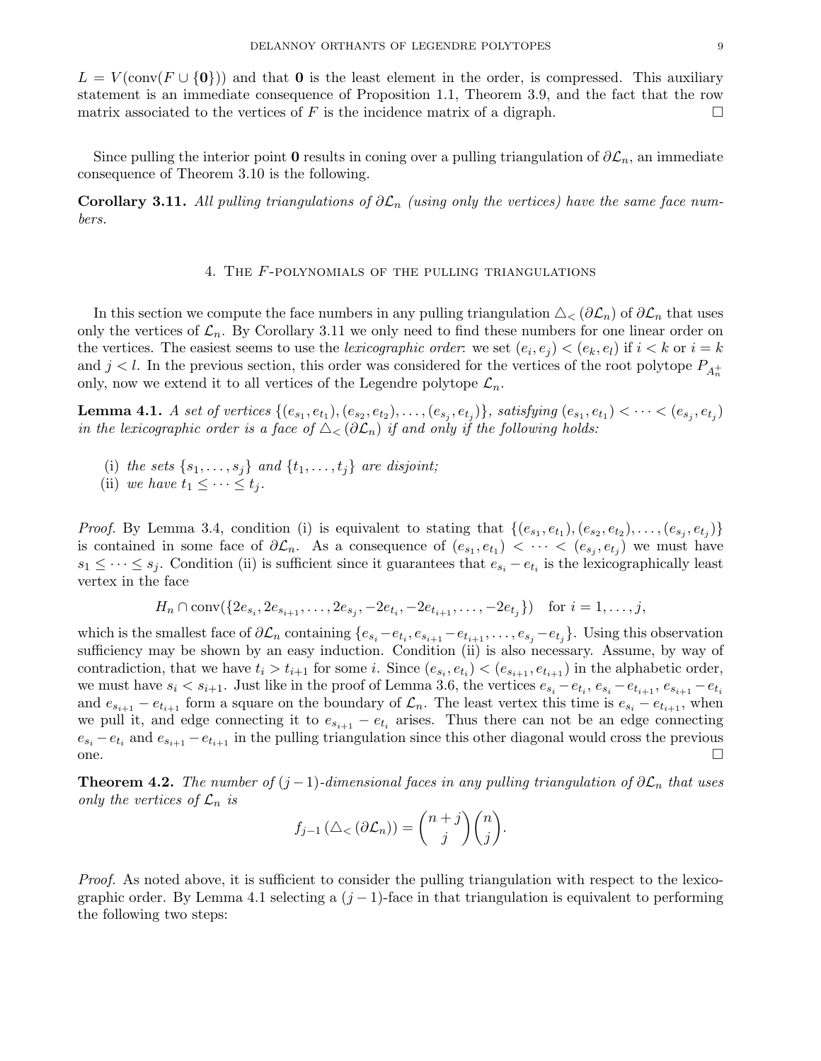$L = V(\text{conv}(F \cup \{\mathbf{0}\}))$ and that $\mathbf{0}$ is the least element in the order, is compressed. This auxiliary statement is an immediate consequence of Proposition 1.1, Theorem 3.9, and the fact that the row matrix associated to the vertices of $F$ is the incidence matrix of a digraph. $\square$

Since pulling the interior point $\mathbf{0}$ results in coning over a pulling triangulation of $\partial\mathcal{L}_n$, an immediate consequence of Theorem 3.10 is the following.

**Corollary 3.11.** *All pulling triangulations of $\partial\mathcal{L}_n$ (using only the vertices) have the same face numbers.*

## 4. The $F$-polynomials of the pulling triangulations

In this section we compute the face numbers in any pulling triangulation $\triangle_<(\partial\mathcal{L}_n)$ of $\partial\mathcal{L}_n$ that uses only the vertices of $\mathcal{L}_n$. By Corollary 3.11 we only need to find these numbers for one linear order on the vertices. The easiest seems to use the *lexicographic order*: we set $(e_i, e_j) < (e_k, e_l)$ if $i < k$ or $i = k$ and $j < l$. In the previous section, this order was considered for the vertices of the root polytope $P_{A_n^+}$ only, now we extend it to all vertices of the Legendre polytope $\mathcal{L}_n$.

**Lemma 4.1.** *A set of vertices $\{(e_{s_1}, e_{t_1}), (e_{s_2}, e_{t_2}), \ldots, (e_{s_j}, e_{t_j})\}$, satisfying $(e_{s_1}, e_{t_1}) < \cdots < (e_{s_j}, e_{t_j})$ in the lexicographic order is a face of $\triangle_<(\partial\mathcal{L}_n)$ if and only if the following holds:*

- (i) *the sets $\{s_1, \ldots, s_j\}$ and $\{t_1, \ldots, t_j\}$ are disjoint;*
- (ii) *we have $t_1 \leq \cdots \leq t_j$.*

*Proof.* By Lemma 3.4, condition (i) is equivalent to stating that $\{(e_{s_1}, e_{t_1}), (e_{s_2}, e_{t_2}), \ldots, (e_{s_j}, e_{t_j})\}$ is contained in some face of $\partial\mathcal{L}_n$. As a consequence of $(e_{s_1}, e_{t_1}) < \cdots < (e_{s_j}, e_{t_j})$ we must have $s_1 \leq \cdots \leq s_j$. Condition (ii) is sufficient since it guarantees that $e_{s_i} - e_{t_i}$ is the lexicographically least vertex in the face

$$H_n \cap \text{conv}(\{2e_{s_i}, 2e_{s_{i+1}}, \ldots, 2e_{s_j}, -2e_{t_i}, -2e_{t_{i+1}}, \ldots, -2e_{t_j}\}) \quad \text{for } i = 1, \ldots, j,$$

which is the smallest face of $\partial\mathcal{L}_n$ containing $\{e_{s_i} - e_{t_i}, e_{s_{i+1}} - e_{t_{i+1}}, \ldots, e_{s_j} - e_{t_j}\}$. Using this observation sufficiency may be shown by an easy induction. Condition (ii) is also necessary. Assume, by way of contradiction, that we have $t_i > t_{i+1}$ for some $i$. Since $(e_{s_i}, e_{t_i}) < (e_{s_{i+1}}, e_{t_{i+1}})$ in the alphabetic order, we must have $s_i < s_{i+1}$. Just like in the proof of Lemma 3.6, the vertices $e_{s_i} - e_{t_i}$, $e_{s_i} - e_{t_{i+1}}$, $e_{s_{i+1}} - e_{t_i}$ and $e_{s_{i+1}} - e_{t_{i+1}}$ form a square on the boundary of $\mathcal{L}_n$. The least vertex this time is $e_{s_i} - e_{t_{i+1}}$, when we pull it, and edge connecting it to $e_{s_{i+1}} - e_{t_i}$ arises. Thus there can not be an edge connecting $e_{s_i} - e_{t_i}$ and $e_{s_{i+1}} - e_{t_{i+1}}$ in the pulling triangulation since this other diagonal would cross the previous one. $\square$

**Theorem 4.2.** *The number of $(j-1)$-dimensional faces in any pulling triangulation of $\partial\mathcal{L}_n$ that uses only the vertices of $\mathcal{L}_n$ is*

$$f_{j-1}(\triangle_<(\partial\mathcal{L}_n)) = \binom{n+j}{j}\binom{n}{j}.$$

*Proof.* As noted above, it is sufficient to consider the pulling triangulation with respect to the lexicographic order. By Lemma 4.1 selecting a $(j-1)$-face in that triangulation is equivalent to performing the following two steps: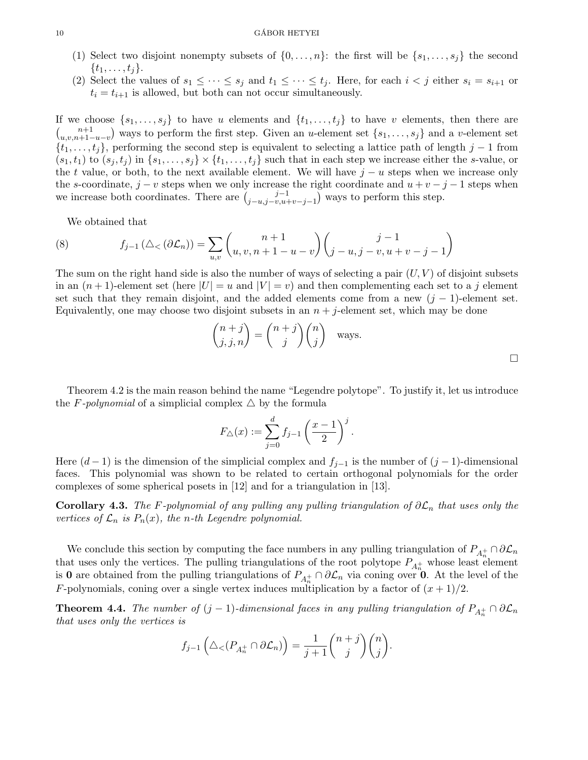(1) Select two disjoint nonempty subsets of $\{0, \ldots, n\}$: the first will be $\{s_1, \ldots, s_j\}$ the second $\{t_1, \ldots, t_j\}$.
(2) Select the values of $s_1 \leq \cdots \leq s_j$ and $t_1 \leq \cdots \leq t_j$. Here, for each $i < j$ either $s_i = s_{i+1}$ or $t_i = t_{i+1}$ is allowed, but both can not occur simultaneously.

If we choose $\{s_1, \ldots, s_j\}$ to have $u$ elements and $\{t_1, \ldots, t_j\}$ to have $v$ elements, then there are $\binom{n+1}{u,v,n+1-u-v}$ ways to perform the first step. Given an $u$-element set $\{s_1, \ldots, s_j\}$ and a $v$-element set $\{t_1, \ldots, t_j\}$, performing the second step is equivalent to selecting a lattice path of length $j-1$ from $(s_1, t_1)$ to $(s_j, t_j)$ in $\{s_1, \ldots, s_j\} \times \{t_1, \ldots, t_j\}$ such that in each step we increase either the $s$-value, or the $t$ value, or both, to the next available element. We will have $j - u$ steps when we increase only the $s$-coordinate, $j - v$ steps when we only increase the right coordinate and $u + v - j - 1$ steps when we increase both coordinates. There are $\binom{j-1}{j-u,j-v,u+v-j-1}$ ways to perform this step.

We obtained that

$$f_{j-1}\left(\triangle_{<}\left(\partial\mathcal{L}_n\right)\right) = \sum_{u,v} \binom{n+1}{u, v, n+1-u-v}\binom{j-1}{j-u, j-v, u+v-j-1} \tag{8}$$

The sum on the right hand side is also the number of ways of selecting a pair $(U, V)$ of disjoint subsets in an $(n+1)$-element set (here $|U| = u$ and $|V| = v$) and then complementing each set to a $j$ element set such that they remain disjoint, and the added elements come from a new $(j-1)$-element set. Equivalently, one may choose two disjoint subsets in an $n + j$-element set, which may be done

$$\binom{n+j}{j, j, n} = \binom{n+j}{j}\binom{n}{j} \quad \text{ways.}$$

□

Theorem 4.2 is the main reason behind the name "Legendre polytope". To justify it, let us introduce the *F-polynomial* of a simplicial complex $\triangle$ by the formula

$$F_{\triangle}(x) := \sum_{j=0}^{d} f_{j-1}\left(\frac{x-1}{2}\right)^j.$$

Here $(d-1)$ is the dimension of the simplicial complex and $f_{j-1}$ is the number of $(j-1)$-dimensional faces. This polynomial was shown to be related to certain orthogonal polynomials for the order complexes of some spherical posets in [12] and for a triangulation in [13].

**Corollary 4.3.** *The F-polynomial of any pulling any pulling triangulation of $\partial\mathcal{L}_n$ that uses only the vertices of $\mathcal{L}_n$ is $P_n(x)$, the n-th Legendre polynomial.*

We conclude this section by computing the face numbers in any pulling triangulation of $P_{A_n^+} \cap \partial\mathcal{L}_n$ that uses only the vertices. The pulling triangulations of the root polytope $P_{A_n^+}$ whose least element is $\mathbf{0}$ are obtained from the pulling triangulations of $P_{A_n^+} \cap \partial\mathcal{L}_n$ via coning over $\mathbf{0}$. At the level of the $F$-polynomials, coning over a single vertex induces multiplication by a factor of $(x+1)/2$.

**Theorem 4.4.** *The number of $(j-1)$-dimensional faces in any pulling triangulation of $P_{A_n^+} \cap \partial\mathcal{L}_n$ that uses only the vertices is*

$$f_{j-1}\left(\triangle_{<}(P_{A_n^+} \cap \partial\mathcal{L}_n)\right) = \frac{1}{j+1}\binom{n+j}{j}\binom{n}{j}.$$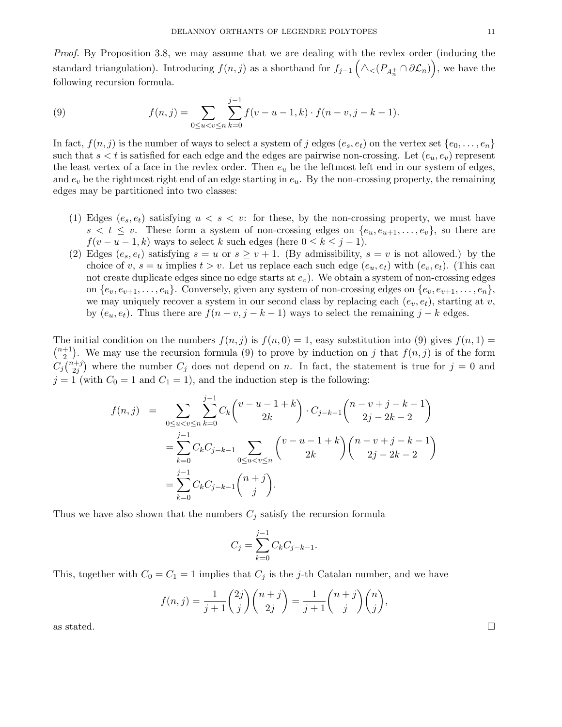*Proof.* By Proposition 3.8, we may assume that we are dealing with the revlex order (inducing the standard triangulation). Introducing $f(n,j)$ as a shorthand for $f_{j-1}\left(\triangle_{<}(P_{A_n^+}\cap \partial\mathcal{L}_n)\right)$, we have the following recursion formula.

$$f(n,j) = \sum_{0\le u<v\le n}\sum_{k=0}^{j-1} f(v-u-1,k)\cdot f(n-v,j-k-1). \tag{9}$$

In fact, $f(n,j)$ is the number of ways to select a system of $j$ edges $(e_s,e_t)$ on the vertex set $\{e_0,\ldots,e_n\}$ such that $s<t$ is satisfied for each edge and the edges are pairwise non-crossing. Let $(e_u,e_v)$ represent the least vertex of a face in the revlex order. Then $e_u$ be the leftmost left end in our system of edges, and $e_v$ be the rightmost right end of an edge starting in $e_u$. By the non-crossing property, the remaining edges may be partitioned into two classes:

1. Edges $(e_s,e_t)$ satisfying $u<s<v$: for these, by the non-crossing property, we must have $s<t\le v$. These form a system of non-crossing edges on $\{e_u,e_{u+1},\ldots,e_v\}$, so there are $f(v-u-1,k)$ ways to select $k$ such edges (here $0\le k\le j-1$).
2. Edges $(e_s,e_t)$ satisfying $s=u$ or $s\ge v+1$. (By admissibility, $s=v$ is not allowed.) by the choice of $v$, $s=u$ implies $t>v$. Let us replace each such edge $(e_u,e_t)$ with $(e_v,e_t)$. (This can not create duplicate edges since no edge starts at $e_v$). We obtain a system of non-crossing edges on $\{e_v,e_{v+1},\ldots,e_n\}$. Conversely, given any system of non-crossing edges on $\{e_v,e_{v+1},\ldots,e_n\}$, we may uniquely recover a system in our second class by replacing each $(e_v,e_t)$, starting at $v$, by $(e_u,e_t)$. Thus there are $f(n-v,j-k-1)$ ways to select the remaining $j-k$ edges.

The initial condition on the numbers $f(n,j)$ is $f(n,0)=1$, easy substitution into (9) gives $f(n,1)=\binom{n+1}{2}$. We may use the recursion formula (9) to prove by induction on $j$ that $f(n,j)$ is of the form $C_j\binom{n+j}{2j}$ where the number $C_j$ does not depend on $n$. In fact, the statement is true for $j=0$ and $j=1$ (with $C_0=1$ and $C_1=1$), and the induction step is the following:

$$\begin{aligned}
f(n,j) &= \sum_{0\le u<v\le n}\sum_{k=0}^{j-1} C_k\binom{v-u-1+k}{2k}\cdot C_{j-k-1}\binom{n-v+j-k-1}{2j-2k-2}\\
&= \sum_{k=0}^{j-1} C_kC_{j-k-1}\sum_{0\le u<v\le n}\binom{v-u-1+k}{2k}\binom{n-v+j-k-1}{2j-2k-2}\\
&= \sum_{k=0}^{j-1} C_kC_{j-k-1}\binom{n+j}{j}.
\end{aligned}$$

Thus we have also shown that the numbers $C_j$ satisfy the recursion formula

$$C_j=\sum_{k=0}^{j-1} C_kC_{j-k-1}.$$

This, together with $C_0=C_1=1$ implies that $C_j$ is the $j$-th Catalan number, and we have

$$f(n,j)=\frac{1}{j+1}\binom{2j}{j}\binom{n+j}{2j}=\frac{1}{j+1}\binom{n+j}{j}\binom{n}{j},$$

as stated. $\square$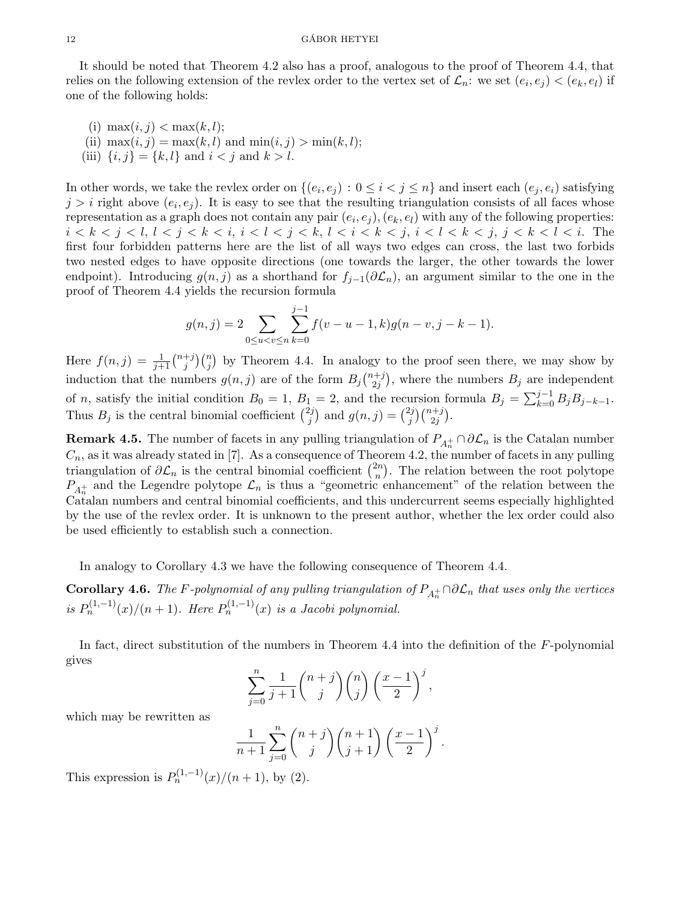It should be noted that Theorem 4.2 also has a proof, analogous to the proof of Theorem 4.4, that relies on the following extension of the revlex order to the vertex set of $\mathcal{L}_n$: we set $(e_i, e_j) < (e_k, e_l)$ if one of the following holds:

(i) $\max(i, j) < \max(k, l)$;
(ii) $\max(i, j) = \max(k, l)$ and $\min(i, j) > \min(k, l)$;
(iii) $\{i, j\} = \{k, l\}$ and $i < j$ and $k > l$.

In other words, we take the revlex order on $\{(e_i, e_j) : 0 \leq i < j \leq n\}$ and insert each $(e_j, e_i)$ satisfying $j > i$ right above $(e_i, e_j)$. It is easy to see that the resulting triangulation consists of all faces whose representation as a graph does not contain any pair $(e_i, e_j), (e_k, e_l)$ with any of the following properties: $i < k < j < l$, $l < j < k < i$, $i < l < j < k$, $l < i < k < j$, $i < l < k < j$, $j < k < l < i$. The first four forbidden patterns here are the list of all ways two edges can cross, the last two forbids two nested edges to have opposite directions (one towards the larger, the other towards the lower endpoint). Introducing $g(n, j)$ as a shorthand for $f_{j-1}(\partial\mathcal{L}_n)$, an argument similar to the one in the proof of Theorem 4.4 yields the recursion formula

$$g(n, j) = 2 \sum_{0 \leq u < v \leq n} \sum_{k=0}^{j-1} f(v - u - 1, k) g(n - v, j - k - 1).$$

Here $f(n, j) = \frac{1}{j+1}\binom{n+j}{j}\binom{n}{j}$ by Theorem 4.4. In analogy to the proof seen there, we may show by induction that the numbers $g(n, j)$ are of the form $B_j\binom{n+j}{2j}$, where the numbers $B_j$ are independent of $n$, satisfy the initial condition $B_0 = 1$, $B_1 = 2$, and the recursion formula $B_j = \sum_{k=0}^{j-1} B_j B_{j-k-1}$. Thus $B_j$ is the central binomial coefficient $\binom{2j}{j}$ and $g(n, j) = \binom{2j}{j}\binom{n+j}{2j}$.

**Remark 4.5.** The number of facets in any pulling triangulation of $P_{A_n^+} \cap \partial\mathcal{L}_n$ is the Catalan number $C_n$, as it was already stated in [7]. As a consequence of Theorem 4.2, the number of facets in any pulling triangulation of $\partial\mathcal{L}_n$ is the central binomial coefficient $\binom{2n}{n}$. The relation between the root polytope $P_{A_n^+}$ and the Legendre polytope $\mathcal{L}_n$ is thus a "geometric enhancement" of the relation between the Catalan numbers and central binomial coefficients, and this undercurrent seems especially highlighted by the use of the revlex order. It is unknown to the present author, whether the lex order could also be used efficiently to establish such a connection.

In analogy to Corollary 4.3 we have the following consequence of Theorem 4.4.

**Corollary 4.6.** *The $F$-polynomial of any pulling triangulation of $P_{A_n^+} \cap \partial\mathcal{L}_n$ that uses only the vertices is $P_n^{(1,-1)}(x)/(n+1)$. Here $P_n^{(1,-1)}(x)$ is a Jacobi polynomial.*

In fact, direct substitution of the numbers in Theorem 4.4 into the definition of the $F$-polynomial gives

$$\sum_{j=0}^{n} \frac{1}{j+1}\binom{n+j}{j}\binom{n}{j}\left(\frac{x-1}{2}\right)^j,$$

which may be rewritten as

$$\frac{1}{n+1}\sum_{j=0}^{n}\binom{n+j}{j}\binom{n+1}{j+1}\left(\frac{x-1}{2}\right)^j.$$

This expression is $P_n^{(1,-1)}(x)/(n+1)$, by (2).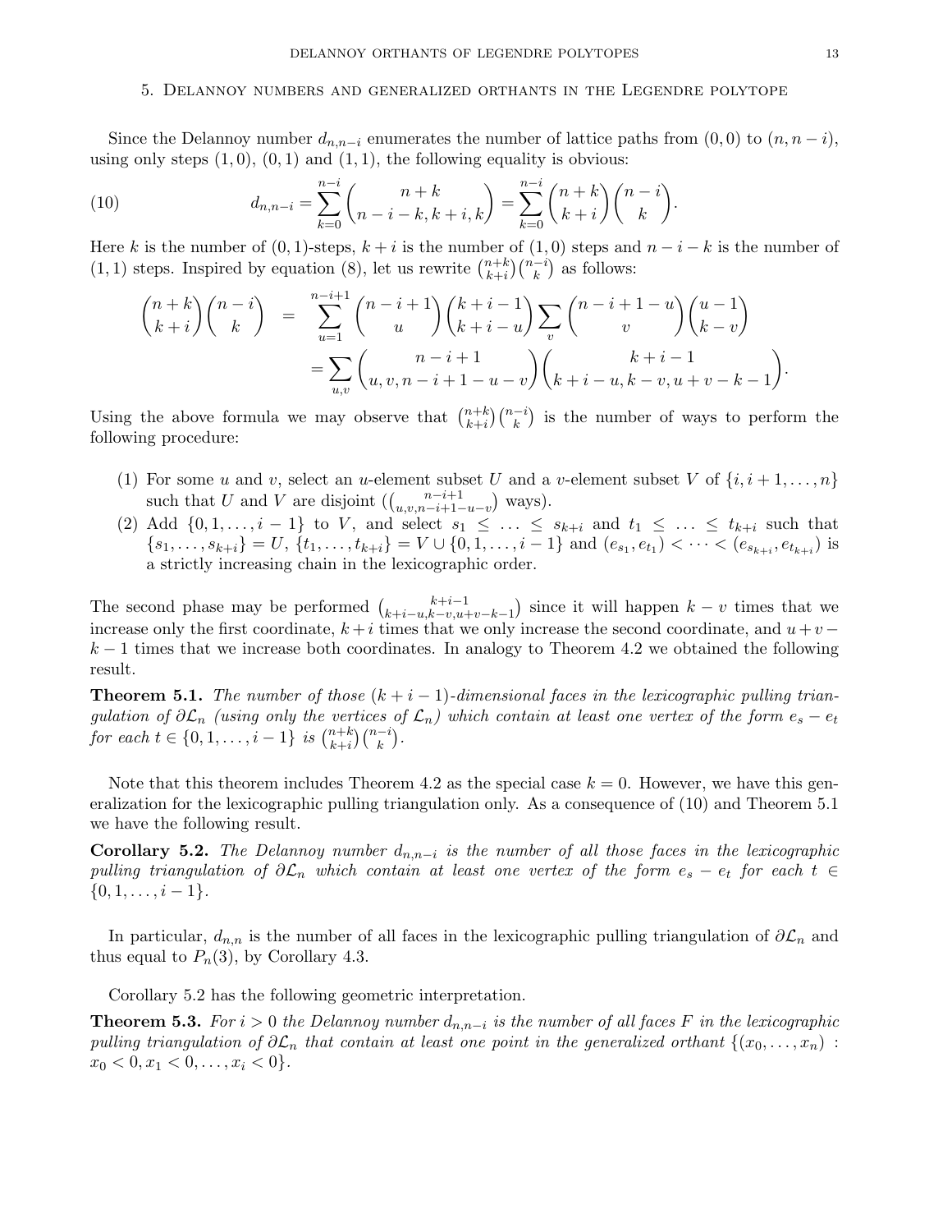## 5. Delannoy numbers and generalized orthants in the Legendre polytope

Since the Delannoy number $d_{n,n-i}$ enumerates the number of lattice paths from $(0,0)$ to $(n, n-i)$, using only steps $(1,0)$, $(0,1)$ and $(1,1)$, the following equality is obvious:

$$d_{n,n-i} = \sum_{k=0}^{n-i} \binom{n+k}{n-i-k, k+i, k} = \sum_{k=0}^{n-i} \binom{n+k}{k+i}\binom{n-i}{k}. \tag{10}$$

Here $k$ is the number of $(0,1)$-steps, $k+i$ is the number of $(1,0)$ steps and $n-i-k$ is the number of $(1,1)$ steps. Inspired by equation (8), let us rewrite $\binom{n+k}{k+i}\binom{n-i}{k}$ as follows:

$$\begin{aligned}
\binom{n+k}{k+i}\binom{n-i}{k} &= \sum_{u=1}^{n-i+1} \binom{n-i+1}{u}\binom{k+i-1}{k+i-u} \sum_{v} \binom{n-i+1-u}{v}\binom{u-1}{k-v} \\
&= \sum_{u,v} \binom{n-i+1}{u, v, n-i+1-u-v}\binom{k+i-1}{k+i-u, k-v, u+v-k-1}.
\end{aligned}$$

Using the above formula we may observe that $\binom{n+k}{k+i}\binom{n-i}{k}$ is the number of ways to perform the following procedure:

1. For some $u$ and $v$, select an $u$-element subset $U$ and a $v$-element subset $V$ of $\{i, i+1, \ldots, n\}$ such that $U$ and $V$ are disjoint ($\binom{n-i+1}{u,v,n-i+1-u-v}$ ways).
2. Add $\{0, 1, \ldots, i-1\}$ to $V$, and select $s_1 \le \ldots \le s_{k+i}$ and $t_1 \le \ldots \le t_{k+i}$ such that $\{s_1, \ldots, s_{k+i}\} = U$, $\{t_1, \ldots, t_{k+i}\} = V \cup \{0, 1, \ldots, i-1\}$ and $(e_{s_1}, e_{t_1}) < \cdots < (e_{s_{k+i}}, e_{t_{k+i}})$ is a strictly increasing chain in the lexicographic order.

The second phase may be performed $\binom{k+i-1}{k+i-u, k-v, u+v-k-1}$ since it will happen $k-v$ times that we increase only the first coordinate, $k+i$ times that we only increase the second coordinate, and $u+v-k-1$ times that we increase both coordinates. In analogy to Theorem 4.2 we obtained the following result.

**Theorem 5.1.** *The number of those $(k+i-1)$-dimensional faces in the lexicographic pulling triangulation of $\partial\mathcal{L}_n$ (using only the vertices of $\mathcal{L}_n$) which contain at least one vertex of the form $e_s - e_t$ for each $t \in \{0, 1, \ldots, i-1\}$ is $\binom{n+k}{k+i}\binom{n-i}{k}$.*

Note that this theorem includes Theorem 4.2 as the special case $k = 0$. However, we have this generalization for the lexicographic pulling triangulation only. As a consequence of (10) and Theorem 5.1 we have the following result.

**Corollary 5.2.** *The Delannoy number $d_{n,n-i}$ is the number of all those faces in the lexicographic pulling triangulation of $\partial\mathcal{L}_n$ which contain at least one vertex of the form $e_s - e_t$ for each $t \in \{0, 1, \ldots, i-1\}$.*

In particular, $d_{n,n}$ is the number of all faces in the lexicographic pulling triangulation of $\partial\mathcal{L}_n$ and thus equal to $P_n(3)$, by Corollary 4.3.

Corollary 5.2 has the following geometric interpretation.

**Theorem 5.3.** *For $i > 0$ the Delannoy number $d_{n,n-i}$ is the number of all faces $F$ in the lexicographic pulling triangulation of $\partial\mathcal{L}_n$ that contain at least one point in the generalized orthant $\{(x_0, \ldots, x_n) : x_0 < 0, x_1 < 0, \ldots, x_i < 0\}$.*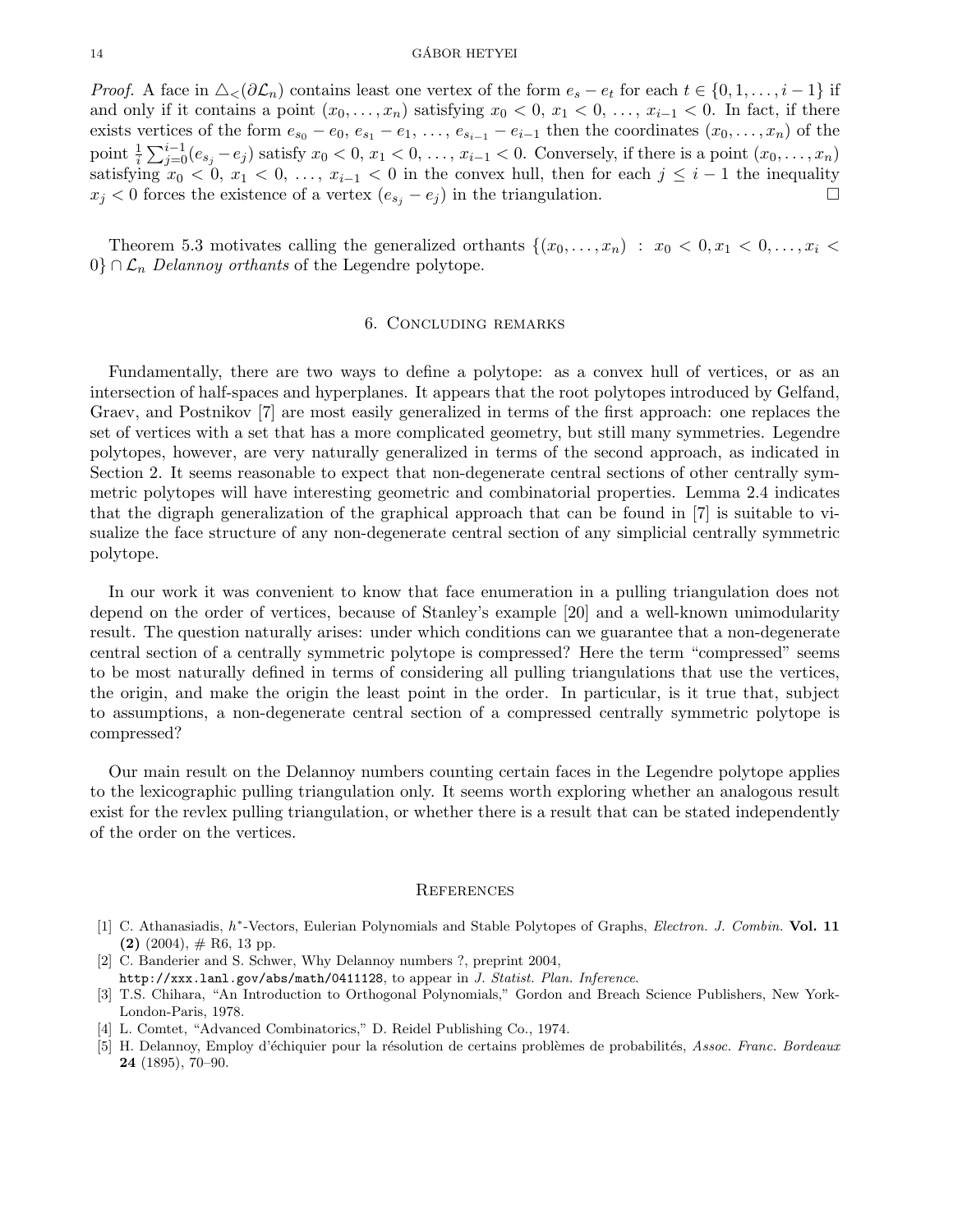*Proof.* A face in $\triangle_<(\partial\mathcal{L}_n)$ contains least one vertex of the form $e_s - e_t$ for each $t \in \{0, 1, \ldots, i-1\}$ if and only if it contains a point $(x_0, \ldots, x_n)$ satisfying $x_0 < 0$, $x_1 < 0$, $\ldots$, $x_{i-1} < 0$. In fact, if there exists vertices of the form $e_{s_0} - e_0$, $e_{s_1} - e_1$, $\ldots$, $e_{s_{i-1}} - e_{i-1}$ then the coordinates $(x_0, \ldots, x_n)$ of the point $\frac{1}{i}\sum_{j=0}^{i-1}(e_{s_j} - e_j)$ satisfy $x_0 < 0$, $x_1 < 0$, $\ldots$, $x_{i-1} < 0$. Conversely, if there is a point $(x_0, \ldots, x_n)$ satisfying $x_0 < 0$, $x_1 < 0$, $\ldots$, $x_{i-1} < 0$ in the convex hull, then for each $j \leq i-1$ the inequality $x_j < 0$ forces the existence of a vertex $(e_{s_j} - e_j)$ in the triangulation. □

Theorem 5.3 motivates calling the generalized orthants $\{(x_0, \ldots, x_n) : x_0 < 0, x_1 < 0, \ldots, x_i < 0\} \cap \mathcal{L}_n$ *Delannoy orthants* of the Legendre polytope.

## 6. Concluding remarks

Fundamentally, there are two ways to define a polytope: as a convex hull of vertices, or as an intersection of half-spaces and hyperplanes. It appears that the root polytopes introduced by Gelfand, Graev, and Postnikov [7] are most easily generalized in terms of the first approach: one replaces the set of vertices with a set that has a more complicated geometry, but still many symmetries. Legendre polytopes, however, are very naturally generalized in terms of the second approach, as indicated in Section 2. It seems reasonable to expect that non-degenerate central sections of other centrally symmetric polytopes will have interesting geometric and combinatorial properties. Lemma 2.4 indicates that the digraph generalization of the graphical approach that can be found in [7] is suitable to visualize the face structure of any non-degenerate central section of any simplicial centrally symmetric polytope.

In our work it was convenient to know that face enumeration in a pulling triangulation does not depend on the order of vertices, because of Stanley's example [20] and a well-known unimodularity result. The question naturally arises: under which conditions can we guarantee that a non-degenerate central section of a centrally symmetric polytope is compressed? Here the term "compressed" seems to be most naturally defined in terms of considering all pulling triangulations that use the vertices, the origin, and make the origin the least point in the order. In particular, is it true that, subject to assumptions, a non-degenerate central section of a compressed centrally symmetric polytope is compressed?

Our main result on the Delannoy numbers counting certain faces in the Legendre polytope applies to the lexicographic pulling triangulation only. It seems worth exploring whether an analogous result exist for the revlex pulling triangulation, or whether there is a result that can be stated independently of the order on the vertices.

## References

[1] C. Athanasiadis, $h^*$-Vectors, Eulerian Polynomials and Stable Polytopes of Graphs, *Electron. J. Combin.* **Vol. 11 (2)** (2004), # R6, 13 pp.

[2] C. Banderier and S. Schwer, Why Delannoy numbers ?, preprint 2004, `http://xxx.lanl.gov/abs/math/0411128`, to appear in *J. Statist. Plan. Inference.*

[3] T.S. Chihara, "An Introduction to Orthogonal Polynomials," Gordon and Breach Science Publishers, New York-London-Paris, 1978.

[4] L. Comtet, "Advanced Combinatorics," D. Reidel Publishing Co., 1974.

[5] H. Delannoy, Employ d'échiquier pour la résolution de certains problèmes de probabilités, *Assoc. Franc. Bordeaux* **24** (1895), 70–90.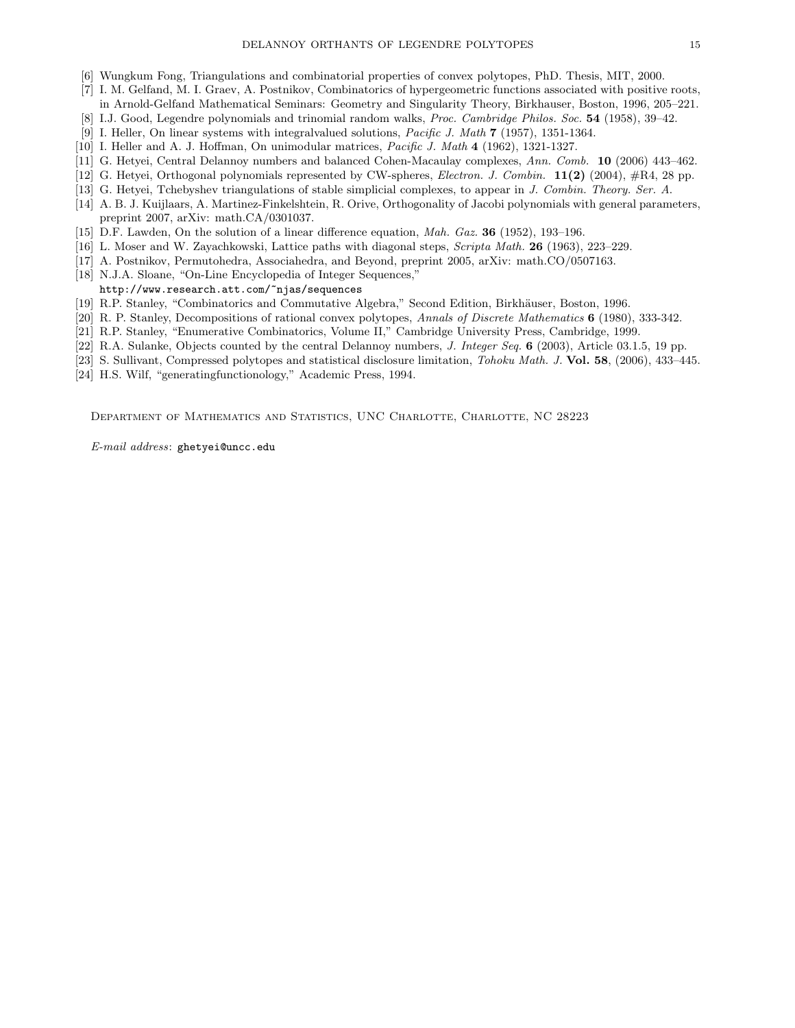[6] Wungkum Fong, Triangulations and combinatorial properties of convex polytopes, PhD. Thesis, MIT, 2000.

[7] I. M. Gelfand, M. I. Graev, A. Postnikov, Combinatorics of hypergeometric functions associated with positive roots, in Arnold-Gelfand Mathematical Seminars: Geometry and Singularity Theory, Birkhauser, Boston, 1996, 205–221.

[8] I.J. Good, Legendre polynomials and trinomial random walks, *Proc. Cambridge Philos. Soc.* **54** (1958), 39–42.

[9] I. Heller, On linear systems with integralvalued solutions, *Pacific J. Math* **7** (1957), 1351-1364.

[10] I. Heller and A. J. Hoffman, On unimodular matrices, *Pacific J. Math* **4** (1962), 1321-1327.

[11] G. Hetyei, Central Delannoy numbers and balanced Cohen-Macaulay complexes, *Ann. Comb.* **10** (2006) 443–462.

[12] G. Hetyei, Orthogonal polynomials represented by CW-spheres, *Electron. J. Combin.* **11(2)** (2004), #R4, 28 pp.

[13] G. Hetyei, Tchebyshev triangulations of stable simplicial complexes, to appear in *J. Combin. Theory. Ser. A.*

[14] A. B. J. Kuijlaars, A. Martinez-Finkelshtein, R. Orive, Orthogonality of Jacobi polynomials with general parameters, preprint 2007, arXiv: math.CA/0301037.

[15] D.F. Lawden, On the solution of a linear difference equation, *Mah. Gaz.* **36** (1952), 193–196.

[16] L. Moser and W. Zayachkowski, Lattice paths with diagonal steps, *Scripta Math.* **26** (1963), 223–229.

[17] A. Postnikov, Permutohedra, Associahedra, and Beyond, preprint 2005, arXiv: math.CO/0507163.

[18] N.J.A. Sloane, "On-Line Encyclopedia of Integer Sequences," `http://www.research.att.com/~njas/sequences`

[19] R.P. Stanley, "Combinatorics and Commutative Algebra," Second Edition, Birkhäuser, Boston, 1996.

[20] R. P. Stanley, Decompositions of rational convex polytopes, *Annals of Discrete Mathematics* **6** (1980), 333-342.

[21] R.P. Stanley, "Enumerative Combinatorics, Volume II," Cambridge University Press, Cambridge, 1999.

[22] R.A. Sulanke, Objects counted by the central Delannoy numbers, *J. Integer Seq.* **6** (2003), Article 03.1.5, 19 pp.

[23] S. Sullivant, Compressed polytopes and statistical disclosure limitation, *Tohoku Math. J.* **Vol. 58**, (2006), 433–445.

[24] H.S. Wilf, "generatingfunctionology," Academic Press, 1994.

Department of Mathematics and Statistics, UNC Charlotte, Charlotte, NC 28223

*E-mail address*: `ghetyei@uncc.edu`